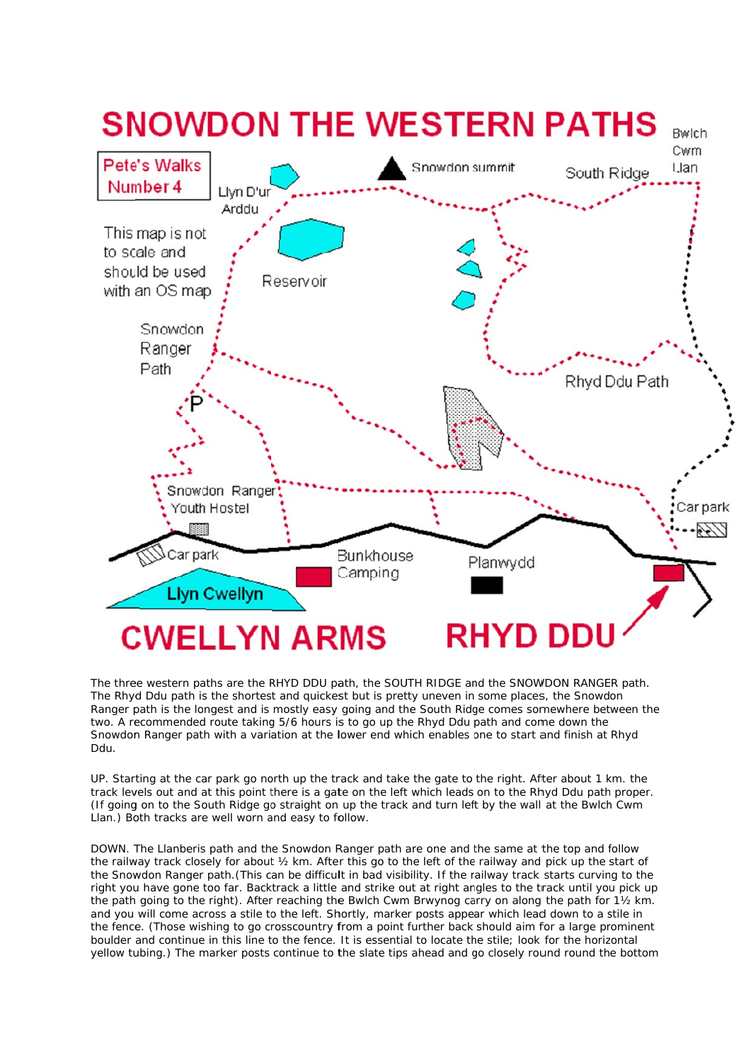# SNOWDON THE WESTERN PATHS

Pete's Walks Number 4

This map is not to scale and should be used with an OS map

Snowdon summit · South Ridge · Bwlch Cwm Llan · Llyn D'ur Arddu · Reservoir · Snowdon Ranger Path · P · Rhyd Ddu Path · Snowdon Ranger Youth Hostel · Car park · Car park · Bunkhouse Camping · Planwydd · Llyn Cwellyn

CWELLYN ARMS · RHYD DDU

The three western paths are the RHYD DDU path, the SOUTH RIDGE and the SNOWDON RANGER path. The Rhyd Ddu path is the shortest and quickest but is pretty uneven in some places, the Snowdon Ranger path is the longest and is mostly easy going and the South Ridge comes somewhere between the two. A recommended route taking 5/6 hours is to go up the Rhyd Ddu path and come down the Snowdon Ranger path with a variation at the lower end which enables one to start and finish at Rhyd Ddu.

UP. Starting at the car park go north up the track and take the gate to the right. After about 1 km. the track levels out and at this point there is a gate on the left which leads on to the Rhyd Ddu path proper. (If going on to the South Ridge go straight on up the track and turn left by the wall at the Bwlch Cwm Llan.) Both tracks are well worn and easy to follow.

DOWN. The Llanberis path and the Snowdon Ranger path are one and the same at the top and follow the railway track closely for about ½ km. After this go to the left of the railway and pick up the start of the Snowdon Ranger path.(This can be difficult in bad visibility. If the railway track starts curving to the right you have gone too far. Backtrack a little and strike out at right angles to the track until you pick up the path going to the right). After reaching the Bwlch Cwm Brwynog carry on along the path for 1½ km. and you will come across a stile to the left. Shortly, marker posts appear which lead down to a stile in the fence. (Those wishing to go crosscountry from a point further back should aim for a large prominent boulder and continue in this line to the fence. It is essential to locate the stile; look for the horizontal yellow tubing.) The marker posts continue to the slate tips ahead and go closely round round the bottom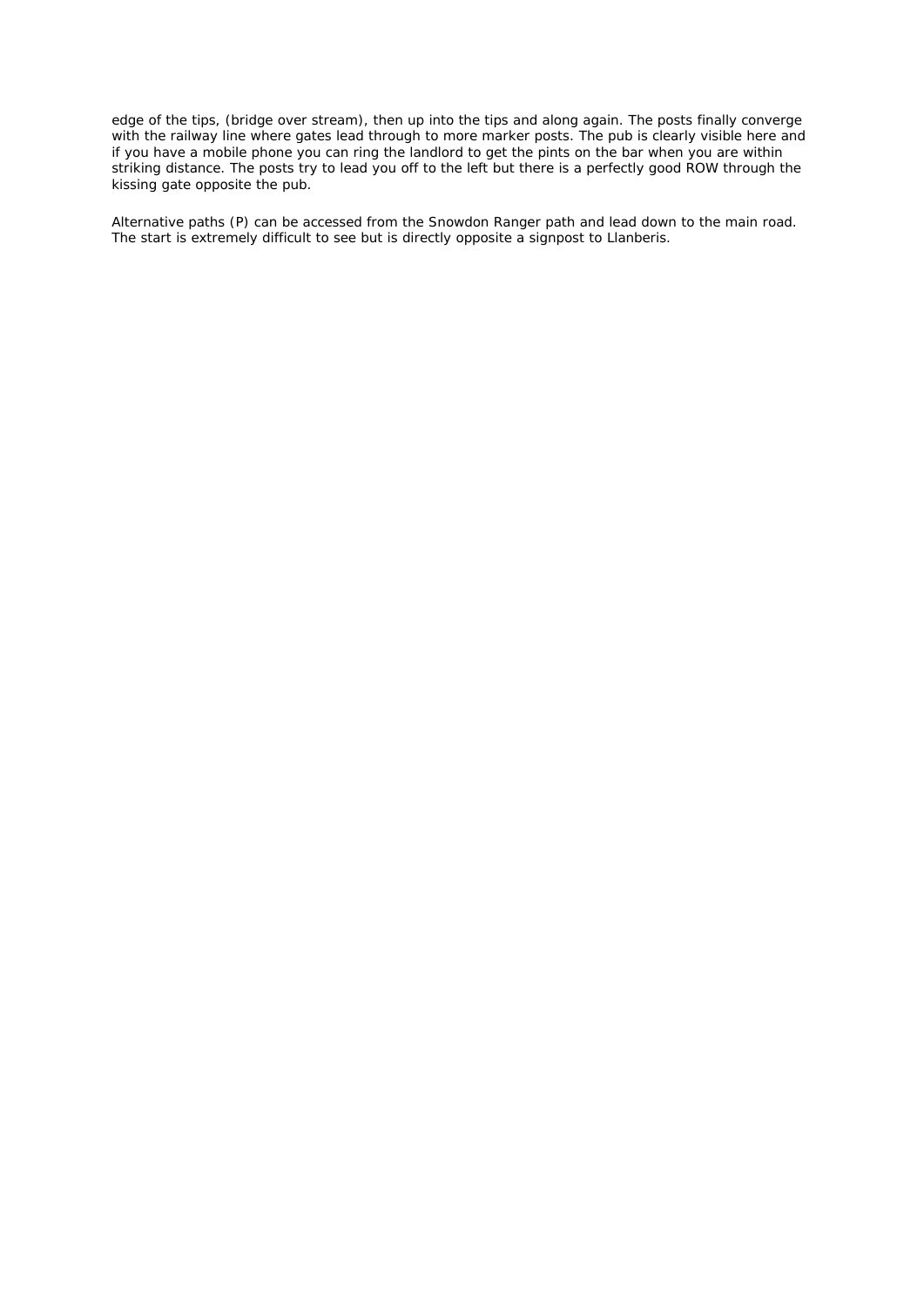edge of the tips, (bridge over stream), then up into the tips and along again. The posts finally converge with the railway line where gates lead through to more marker posts. The pub is clearly visible here and if you have a mobile phone you can ring the landlord to get the pints on the bar when you are within striking distance. The posts try to lead you off to the left but there is a perfectly good ROW through the kissing gate opposite the pub.

Alternative paths (P) can be accessed from the Snowdon Ranger path and lead down to the main road. The start is extremely difficult to see but is directly opposite a signpost to Llanberis.